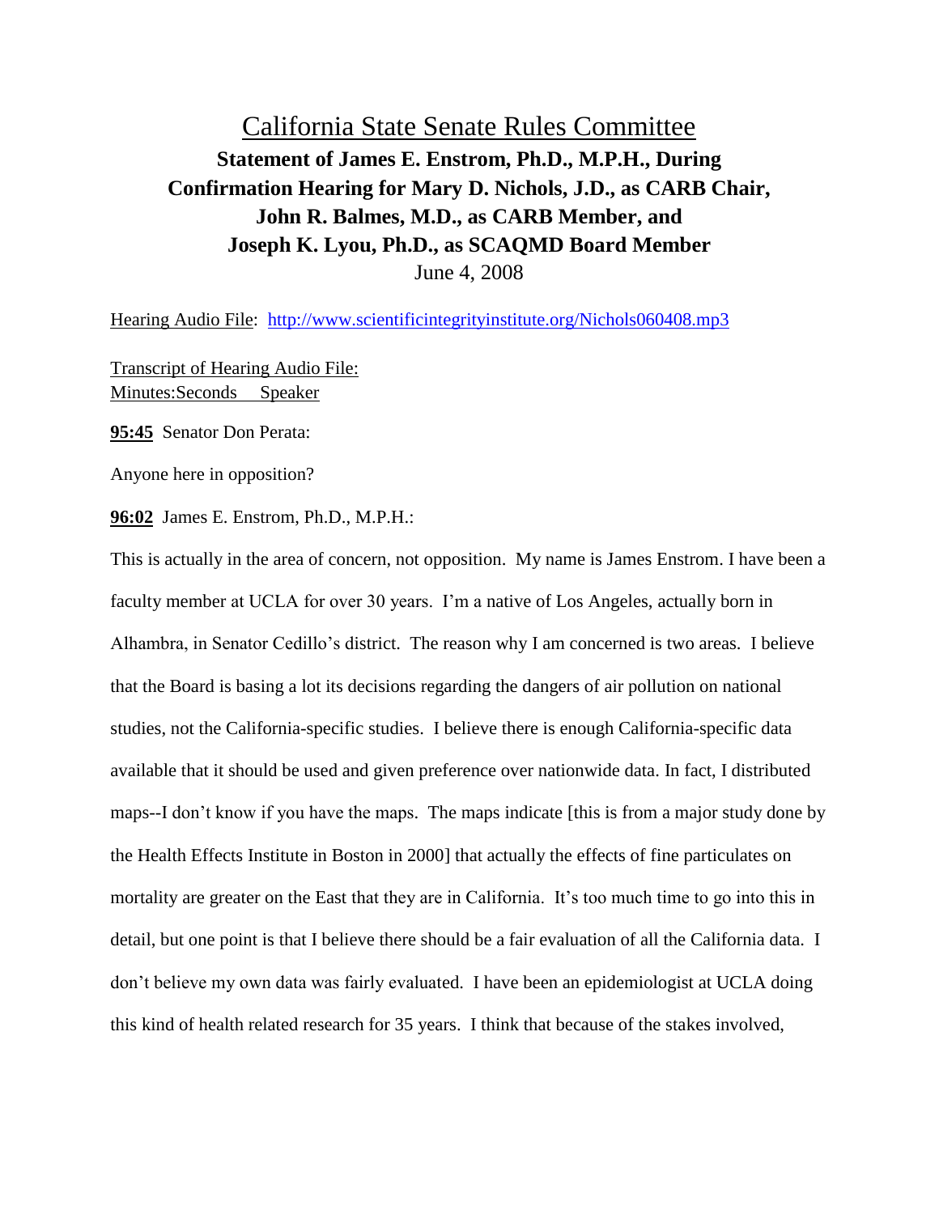# California State Senate Rules Committee

## Statement of James E. Enstrom, Ph.D., M.P.H., During Confirmation Hearing for Mary D. Nichols, J.D., as CARB Chair, John R. Balmes, M.D., as CARB Member, and Joseph K. Lyou, Ph.D., as SCAQMD Board Member

June 4, 2008

Hearing Audio File: http://www.scientificintegrityinstitute.org/Nichols060408.mp3

Transcript of Hearing Audio File:
Minutes:Seconds     Speaker

**95:45** Senator Don Perata:

Anyone here in opposition?

**96:02** James E. Enstrom, Ph.D., M.P.H.:

This is actually in the area of concern, not opposition. My name is James Enstrom. I have been a faculty member at UCLA for over 30 years. I'm a native of Los Angeles, actually born in Alhambra, in Senator Cedillo's district. The reason why I am concerned is two areas. I believe that the Board is basing a lot its decisions regarding the dangers of air pollution on national studies, not the California-specific studies. I believe there is enough California-specific data available that it should be used and given preference over nationwide data. In fact, I distributed maps--I don't know if you have the maps. The maps indicate [this is from a major study done by the Health Effects Institute in Boston in 2000] that actually the effects of fine particulates on mortality are greater on the East that they are in California. It's too much time to go into this in detail, but one point is that I believe there should be a fair evaluation of all the California data. I don't believe my own data was fairly evaluated. I have been an epidemiologist at UCLA doing this kind of health related research for 35 years. I think that because of the stakes involved,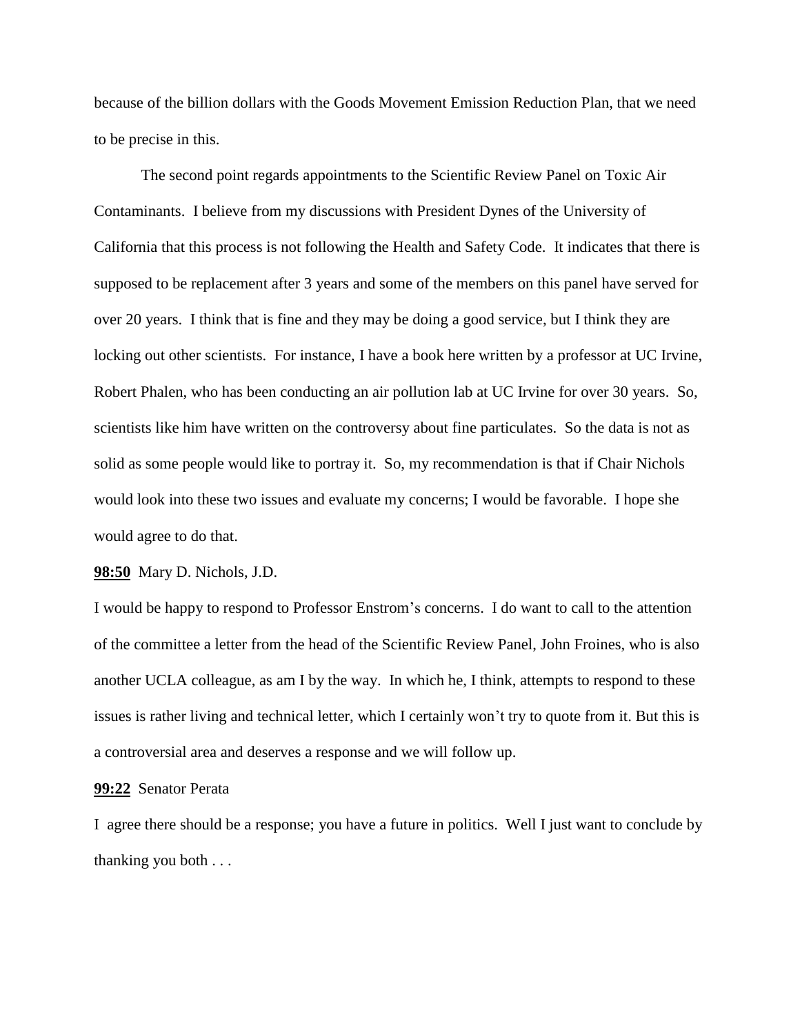because of the billion dollars with the Goods Movement Emission Reduction Plan, that we need to be precise in this.

The second point regards appointments to the Scientific Review Panel on Toxic Air Contaminants. I believe from my discussions with President Dynes of the University of California that this process is not following the Health and Safety Code. It indicates that there is supposed to be replacement after 3 years and some of the members on this panel have served for over 20 years. I think that is fine and they may be doing a good service, but I think they are locking out other scientists. For instance, I have a book here written by a professor at UC Irvine, Robert Phalen, who has been conducting an air pollution lab at UC Irvine for over 30 years. So, scientists like him have written on the controversy about fine particulates. So the data is not as solid as some people would like to portray it. So, my recommendation is that if Chair Nichols would look into these two issues and evaluate my concerns; I would be favorable. I hope she would agree to do that.

**98:50** Mary D. Nichols, J.D.

I would be happy to respond to Professor Enstrom's concerns. I do want to call to the attention of the committee a letter from the head of the Scientific Review Panel, John Froines, who is also another UCLA colleague, as am I by the way. In which he, I think, attempts to respond to these issues is rather living and technical letter, which I certainly won't try to quote from it. But this is a controversial area and deserves a response and we will follow up.

**99:22** Senator Perata

I agree there should be a response; you have a future in politics. Well I just want to conclude by thanking you both . . .